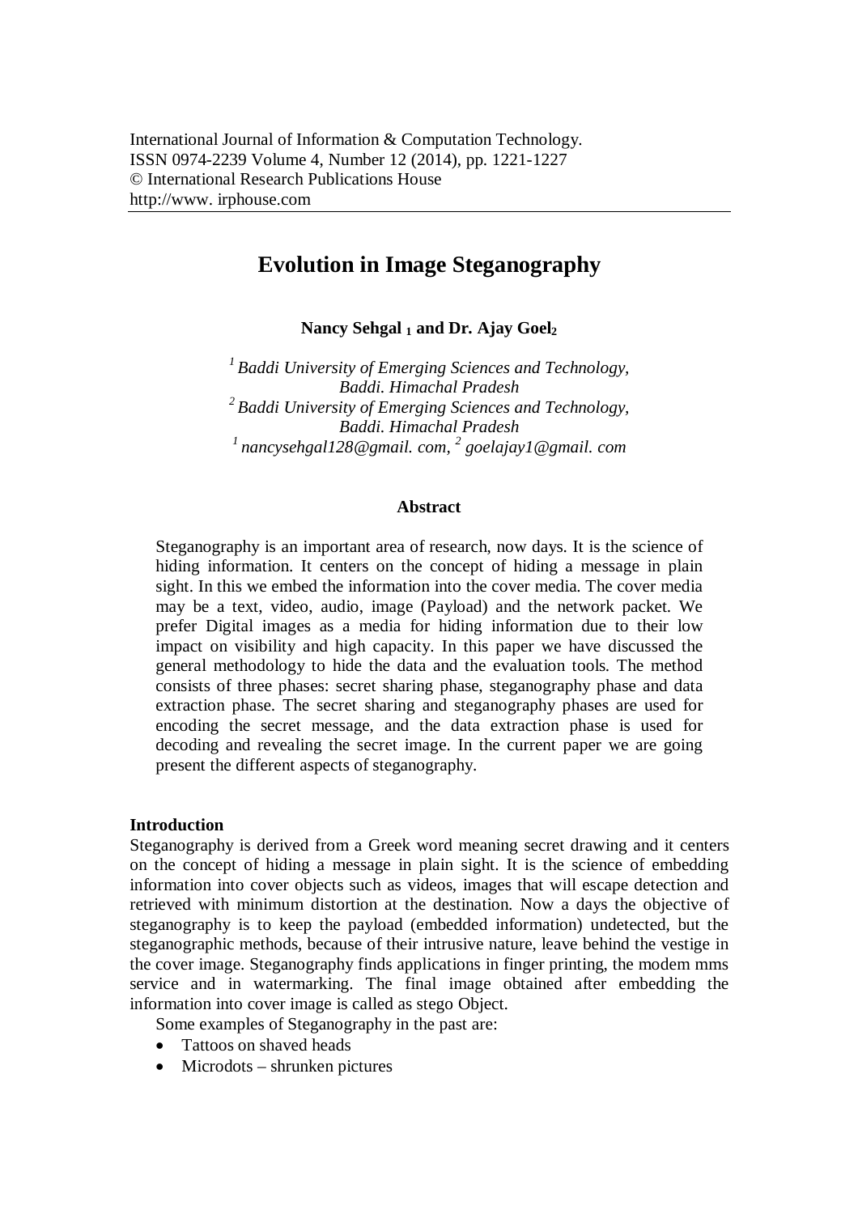International Journal of Information & Computation Technology.
ISSN 0974-2239 Volume 4, Number 12 (2014), pp. 1221-1227
© International Research Publications House
http://www. irphouse.com

# Evolution in Image Steganography

**Nancy Sehgal [1] and Dr. Ajay Goel[2]**

*[1] Baddi University of Emerging Sciences and Technology, Baddi. Himachal Pradesh*
*[2] Baddi University of Emerging Sciences and Technology, Baddi. Himachal Pradesh*
*[1] nancysehgal128@gmail. com, [2] goelajay1@gmail. com*

## Abstract

Steganography is an important area of research, now days. It is the science of hiding information. It centers on the concept of hiding a message in plain sight. In this we embed the information into the cover media. The cover media may be a text, video, audio, image (Payload) and the network packet. We prefer Digital images as a media for hiding information due to their low impact on visibility and high capacity. In this paper we have discussed the general methodology to hide the data and the evaluation tools. The method consists of three phases: secret sharing phase, steganography phase and data extraction phase. The secret sharing and steganography phases are used for encoding the secret message, and the data extraction phase is used for decoding and revealing the secret image. In the current paper we are going present the different aspects of steganography.

## Introduction

Steganography is derived from a Greek word meaning secret drawing and it centers on the concept of hiding a message in plain sight. It is the science of embedding information into cover objects such as videos, images that will escape detection and retrieved with minimum distortion at the destination. Now a days the objective of steganography is to keep the payload (embedded information) undetected, but the steganographic methods, because of their intrusive nature, leave behind the vestige in the cover image. Steganography finds applications in finger printing, the modem mms service and in watermarking. The final image obtained after embedding the information into cover image is called as stego Object.

Some examples of Steganography in the past are:

- Tattoos on shaved heads
- Microdots – shrunken pictures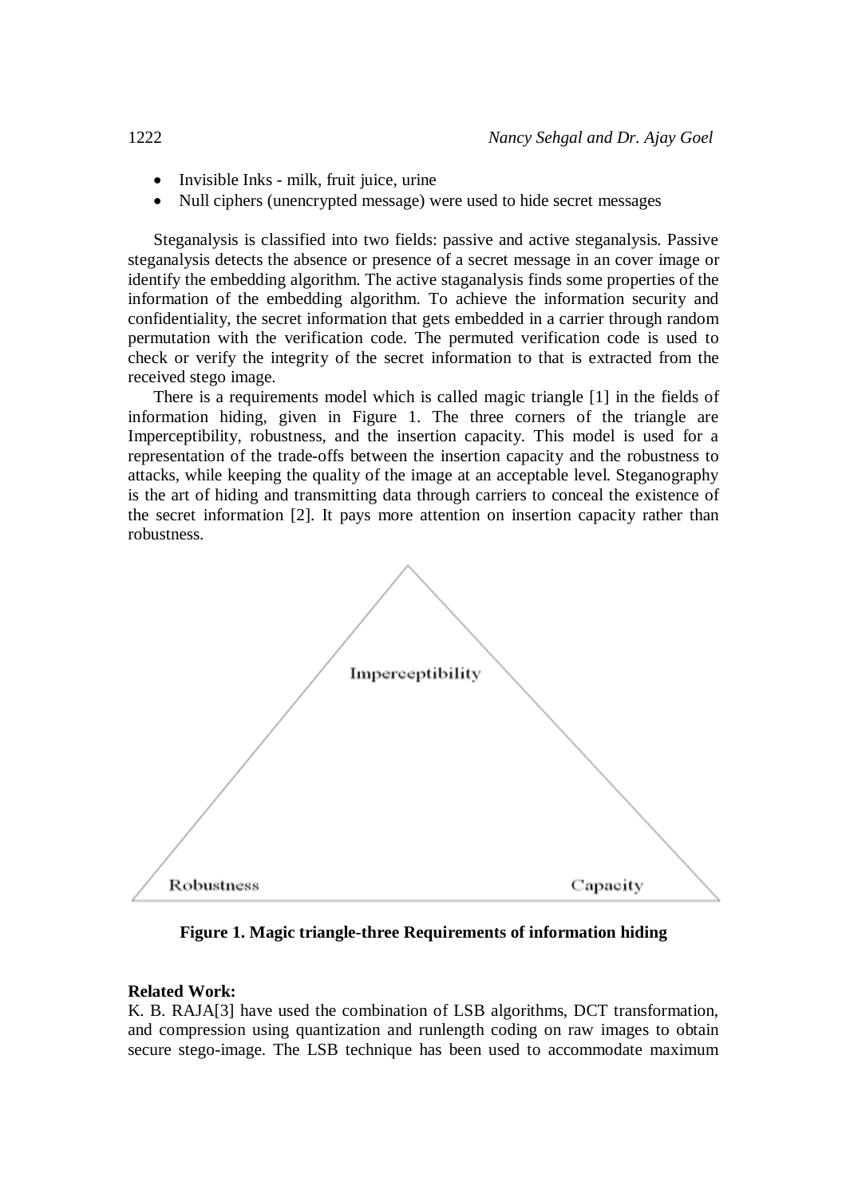- Invisible Inks - milk, fruit juice, urine
- Null ciphers (unencrypted message) were used to hide secret messages

Steganalysis is classified into two fields: passive and active steganalysis. Passive steganalysis detects the absence or presence of a secret message in an cover image or identify the embedding algorithm. The active staganalysis finds some properties of the information of the embedding algorithm. To achieve the information security and confidentiality, the secret information that gets embedded in a carrier through random permutation with the verification code. The permuted verification code is used to check or verify the integrity of the secret information to that is extracted from the received stego image.

There is a requirements model which is called magic triangle [1] in the fields of information hiding, given in Figure 1. The three corners of the triangle are Imperceptibility, robustness, and the insertion capacity. This model is used for a representation of the trade-offs between the insertion capacity and the robustness to attacks, while keeping the quality of the image at an acceptable level. Steganography is the art of hiding and transmitting data through carriers to conceal the existence of the secret information [2]. It pays more attention on insertion capacity rather than robustness.

Imperceptibility

Robustness Capacity

**Figure 1. Magic triangle-three Requirements of information hiding**

**Related Work:**

K. B. RAJA[3] have used the combination of LSB algorithms, DCT transformation, and compression using quantization and runlength coding on raw images to obtain secure stego-image. The LSB technique has been used to accommodate maximum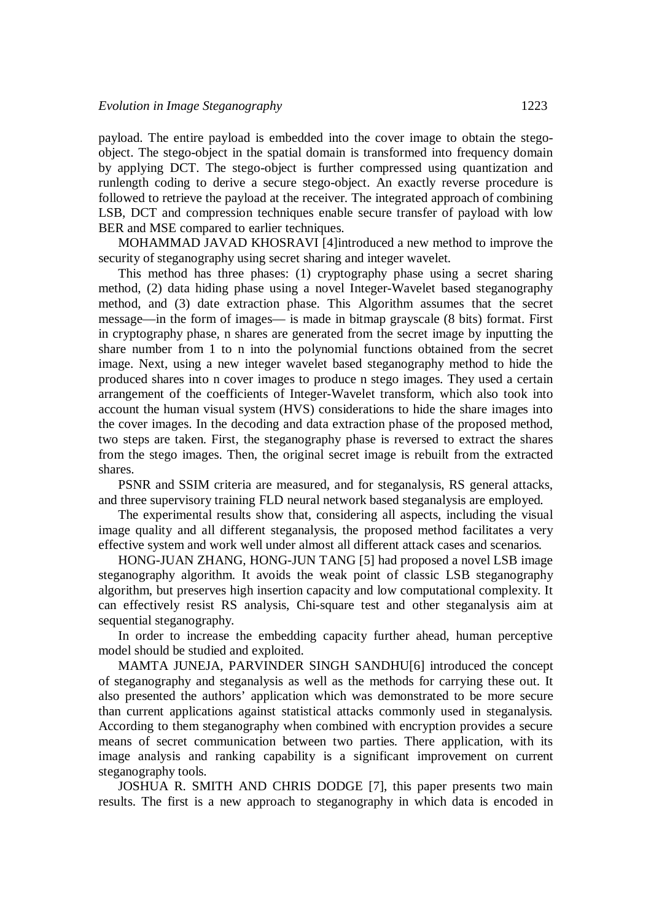payload. The entire payload is embedded into the cover image to obtain the stego-object. The stego-object in the spatial domain is transformed into frequency domain by applying DCT. The stego-object is further compressed using quantization and runlength coding to derive a secure stego-object. An exactly reverse procedure is followed to retrieve the payload at the receiver. The integrated approach of combining LSB, DCT and compression techniques enable secure transfer of payload with low BER and MSE compared to earlier techniques.

MOHAMMAD JAVAD KHOSRAVI [4]introduced a new method to improve the security of steganography using secret sharing and integer wavelet.

This method has three phases: (1) cryptography phase using a secret sharing method, (2) data hiding phase using a novel Integer-Wavelet based steganography method, and (3) date extraction phase. This Algorithm assumes that the secret message—in the form of images— is made in bitmap grayscale (8 bits) format. First in cryptography phase, n shares are generated from the secret image by inputting the share number from 1 to n into the polynomial functions obtained from the secret image. Next, using a new integer wavelet based steganography method to hide the produced shares into n cover images to produce n stego images. They used a certain arrangement of the coefficients of Integer-Wavelet transform, which also took into account the human visual system (HVS) considerations to hide the share images into the cover images. In the decoding and data extraction phase of the proposed method, two steps are taken. First, the steganography phase is reversed to extract the shares from the stego images. Then, the original secret image is rebuilt from the extracted shares.

PSNR and SSIM criteria are measured, and for steganalysis, RS general attacks, and three supervisory training FLD neural network based steganalysis are employed.

The experimental results show that, considering all aspects, including the visual image quality and all different steganalysis, the proposed method facilitates a very effective system and work well under almost all different attack cases and scenarios.

HONG-JUAN ZHANG, HONG-JUN TANG [5] had proposed a novel LSB image steganography algorithm. It avoids the weak point of classic LSB steganography algorithm, but preserves high insertion capacity and low computational complexity. It can effectively resist RS analysis, Chi-square test and other steganalysis aim at sequential steganography.

In order to increase the embedding capacity further ahead, human perceptive model should be studied and exploited.

MAMTA JUNEJA, PARVINDER SINGH SANDHU[6] introduced the concept of steganography and steganalysis as well as the methods for carrying these out. It also presented the authors' application which was demonstrated to be more secure than current applications against statistical attacks commonly used in steganalysis. According to them steganography when combined with encryption provides a secure means of secret communication between two parties. There application, with its image analysis and ranking capability is a significant improvement on current steganography tools.

JOSHUA R. SMITH AND CHRIS DODGE [7], this paper presents two main results. The first is a new approach to steganography in which data is encoded in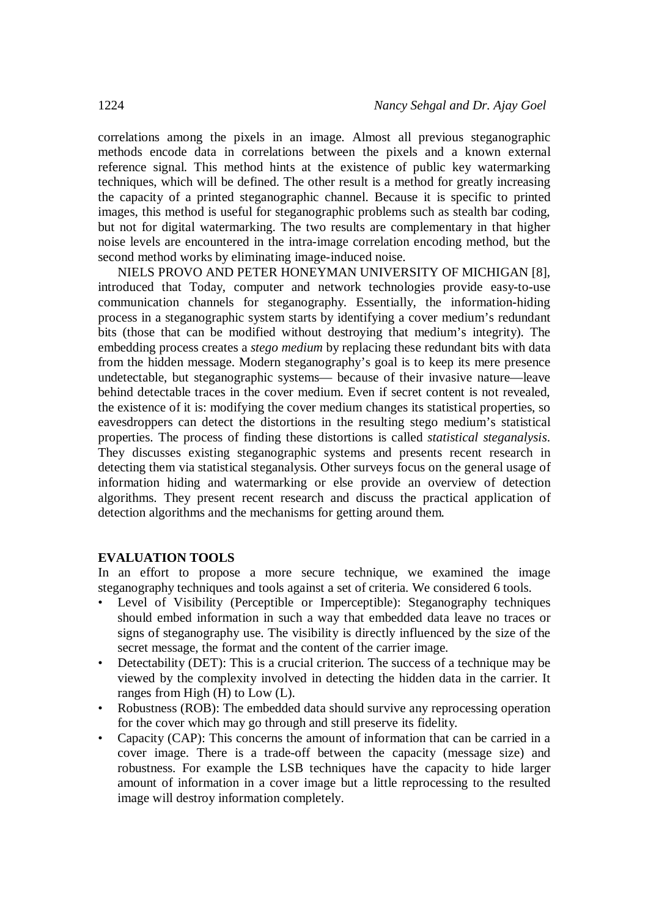correlations among the pixels in an image. Almost all previous steganographic methods encode data in correlations between the pixels and a known external reference signal. This method hints at the existence of public key watermarking techniques, which will be defined. The other result is a method for greatly increasing the capacity of a printed steganographic channel. Because it is specific to printed images, this method is useful for steganographic problems such as stealth bar coding, but not for digital watermarking. The two results are complementary in that higher noise levels are encountered in the intra-image correlation encoding method, but the second method works by eliminating image-induced noise.

NIELS PROVO AND PETER HONEYMAN UNIVERSITY OF MICHIGAN [8], introduced that Today, computer and network technologies provide easy-to-use communication channels for steganography. Essentially, the information-hiding process in a steganographic system starts by identifying a cover medium's redundant bits (those that can be modified without destroying that medium's integrity). The embedding process creates a *stego medium* by replacing these redundant bits with data from the hidden message. Modern steganography's goal is to keep its mere presence undetectable, but steganographic systems— because of their invasive nature—leave behind detectable traces in the cover medium. Even if secret content is not revealed, the existence of it is: modifying the cover medium changes its statistical properties, so eavesdroppers can detect the distortions in the resulting stego medium's statistical properties. The process of finding these distortions is called *statistical steganalysis*. They discusses existing steganographic systems and presents recent research in detecting them via statistical steganalysis. Other surveys focus on the general usage of information hiding and watermarking or else provide an overview of detection algorithms. They present recent research and discuss the practical application of detection algorithms and the mechanisms for getting around them.

## EVALUATION TOOLS

In an effort to propose a more secure technique, we examined the image steganography techniques and tools against a set of criteria. We considered 6 tools.

- Level of Visibility (Perceptible or Imperceptible): Steganography techniques should embed information in such a way that embedded data leave no traces or signs of steganography use. The visibility is directly influenced by the size of the secret message, the format and the content of the carrier image.
- Detectability (DET): This is a crucial criterion. The success of a technique may be viewed by the complexity involved in detecting the hidden data in the carrier. It ranges from High (H) to Low (L).
- Robustness (ROB): The embedded data should survive any reprocessing operation for the cover which may go through and still preserve its fidelity.
- Capacity (CAP): This concerns the amount of information that can be carried in a cover image. There is a trade-off between the capacity (message size) and robustness. For example the LSB techniques have the capacity to hide larger amount of information in a cover image but a little reprocessing to the resulted image will destroy information completely.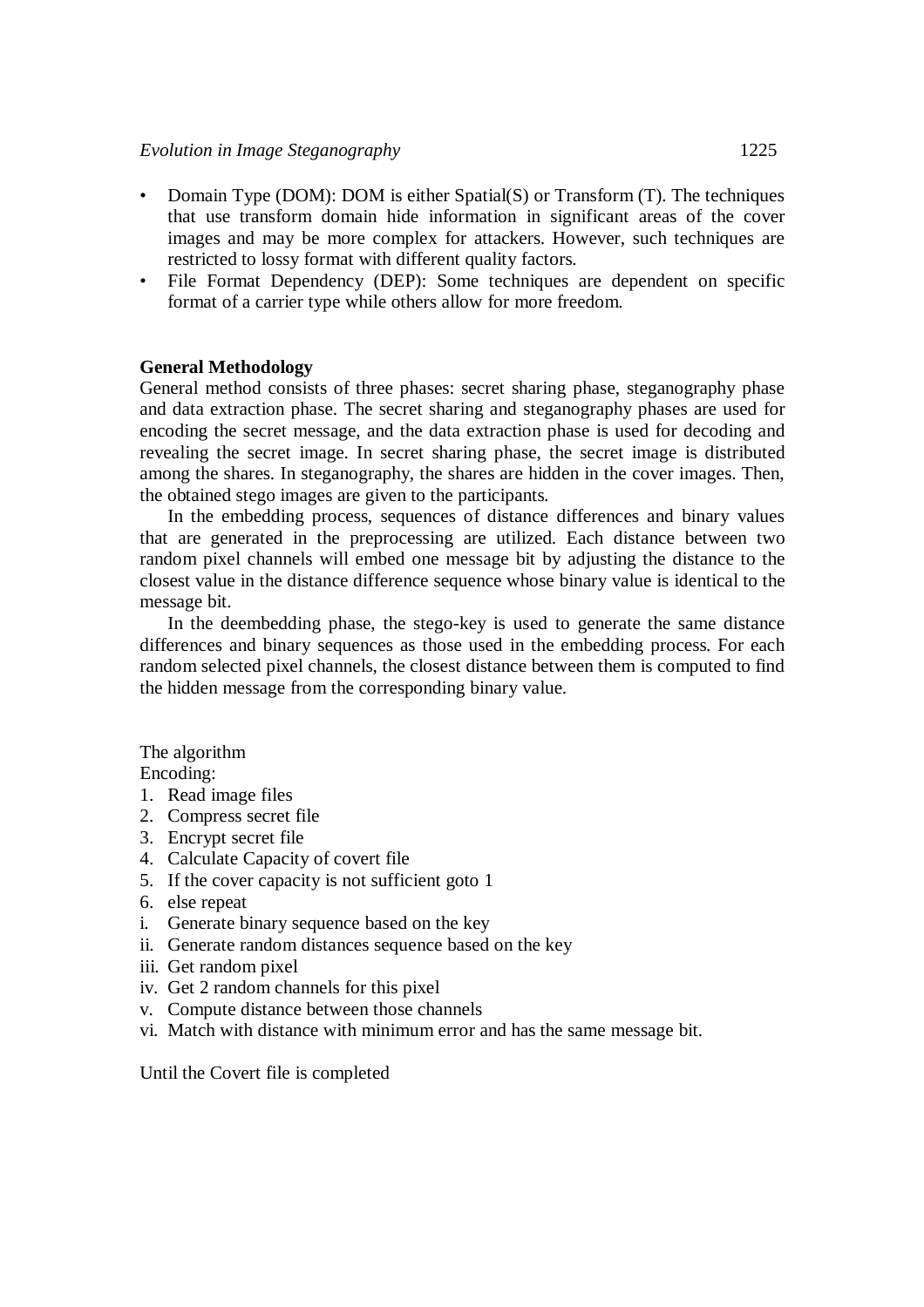- Domain Type (DOM): DOM is either Spatial(S) or Transform (T). The techniques that use transform domain hide information in significant areas of the cover images and may be more complex for attackers. However, such techniques are restricted to lossy format with different quality factors.
- File Format Dependency (DEP): Some techniques are dependent on specific format of a carrier type while others allow for more freedom.

**General Methodology**

General method consists of three phases: secret sharing phase, steganography phase and data extraction phase. The secret sharing and steganography phases are used for encoding the secret message, and the data extraction phase is used for decoding and revealing the secret image. In secret sharing phase, the secret image is distributed among the shares. In steganography, the shares are hidden in the cover images. Then, the obtained stego images are given to the participants.

In the embedding process, sequences of distance differences and binary values that are generated in the preprocessing are utilized. Each distance between two random pixel channels will embed one message bit by adjusting the distance to the closest value in the distance difference sequence whose binary value is identical to the message bit.

In the deembedding phase, the stego-key is used to generate the same distance differences and binary sequences as those used in the embedding process. For each random selected pixel channels, the closest distance between them is computed to find the hidden message from the corresponding binary value.

The algorithm

Encoding:

1. Read image files
2. Compress secret file
3. Encrypt secret file
4. Calculate Capacity of covert file
5. If the cover capacity is not sufficient goto 1
6. else repeat

i. Generate binary sequence based on the key
ii. Generate random distances sequence based on the key
iii. Get random pixel
iv. Get 2 random channels for this pixel
v. Compute distance between those channels
vi. Match with distance with minimum error and has the same message bit.

Until the Covert file is completed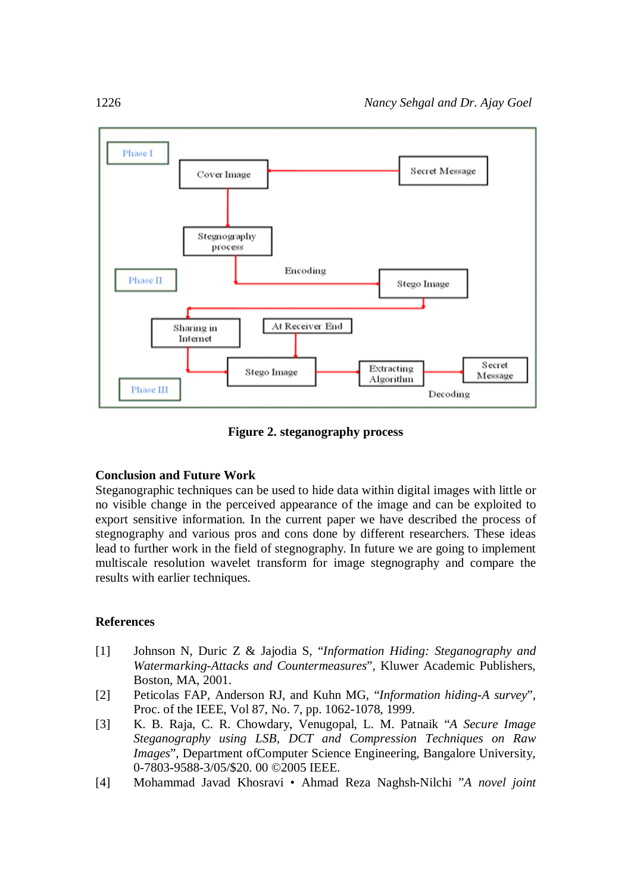Figure 2. steganography process

## Conclusion and Future Work

Steganographic techniques can be used to hide data within digital images with little or no visible change in the perceived appearance of the image and can be exploited to export sensitive information. In the current paper we have described the process of stegnography and various pros and cons done by different researchers. These ideas lead to further work in the field of stegnography. In future we are going to implement multiscale resolution wavelet transform for image stegnography and compare the results with earlier techniques.

## References

[1] Johnson N, Duric Z & Jajodia S, "*Information Hiding: Steganography and Watermarking-Attacks and Countermeasures*", Kluwer Academic Publishers, Boston, MA, 2001.

[2] Peticolas FAP, Anderson RJ, and Kuhn MG, "*Information hiding-A survey*", Proc. of the IEEE, Vol 87, No. 7, pp. 1062-1078, 1999.

[3] K. B. Raja, C. R. Chowdary, Venugopal, L. M. Patnaik "*A Secure Image Steganography using LSB, DCT and Compression Techniques on Raw Images*", Department ofComputer Science Engineering, Bangalore University, 0-7803-9588-3/05/$20. 00 ©2005 IEEE.

[4] Mohammad Javad Khosravi • Ahmad Reza Naghsh-Nilchi "*A novel joint*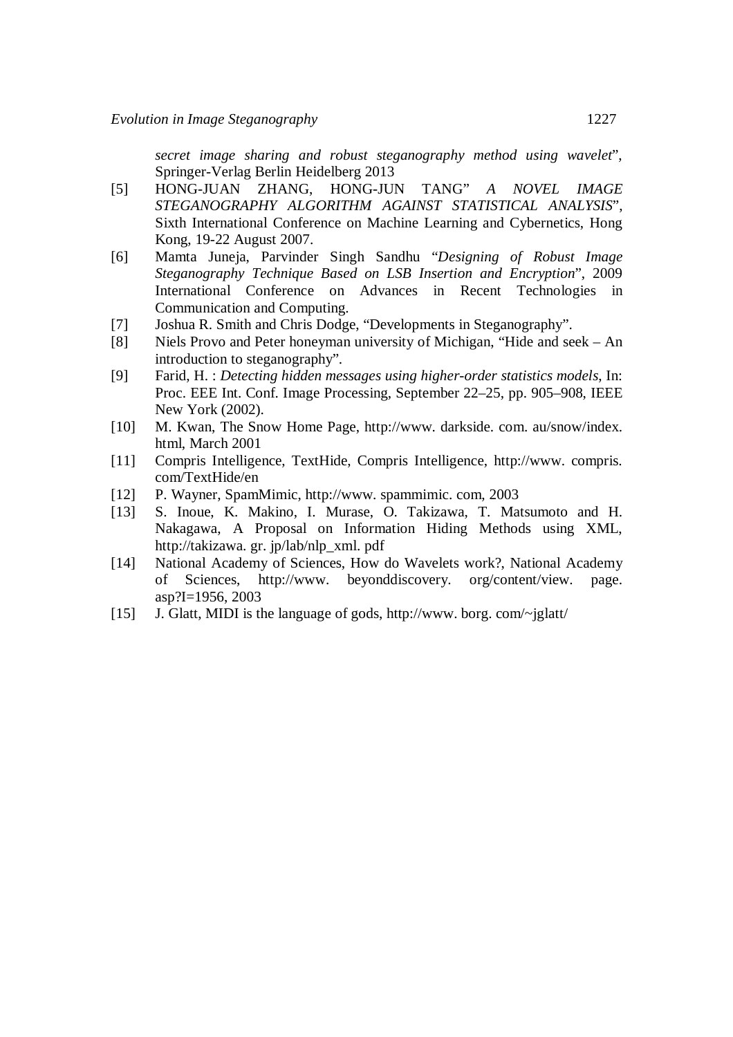*secret image sharing and robust steganography method using wavelet*", Springer-Verlag Berlin Heidelberg 2013

[5] HONG-JUAN ZHANG, HONG-JUN TANG" *A NOVEL IMAGE STEGANOGRAPHY ALGORITHM AGAINST STATISTICAL ANALYSIS*", Sixth International Conference on Machine Learning and Cybernetics, Hong Kong, 19-22 August 2007.

[6] Mamta Juneja, Parvinder Singh Sandhu "*Designing of Robust Image Steganography Technique Based on LSB Insertion and Encryption*", 2009 International Conference on Advances in Recent Technologies in Communication and Computing.

[7] Joshua R. Smith and Chris Dodge, "Developments in Steganography".

[8] Niels Provo and Peter honeyman university of Michigan, "Hide and seek – An introduction to steganography".

[9] Farid, H. : *Detecting hidden messages using higher-order statistics models*, In: Proc. EEE Int. Conf. Image Processing, September 22–25, pp. 905–908, IEEE New York (2002).

[10] M. Kwan, The Snow Home Page, http://www. darkside. com. au/snow/index. html, March 2001

[11] Compris Intelligence, TextHide, Compris Intelligence, http://www. compris. com/TextHide/en

[12] P. Wayner, SpamMimic, http://www. spammimic. com, 2003

[13] S. Inoue, K. Makino, I. Murase, O. Takizawa, T. Matsumoto and H. Nakagawa, A Proposal on Information Hiding Methods using XML, http://takizawa. gr. jp/lab/nlp_xml. pdf

[14] National Academy of Sciences, How do Wavelets work?, National Academy of Sciences, http://www. beyonddiscovery. org/content/view. page. asp?I=1956, 2003

[15] J. Glatt, MIDI is the language of gods, http://www. borg. com/~jglatt/